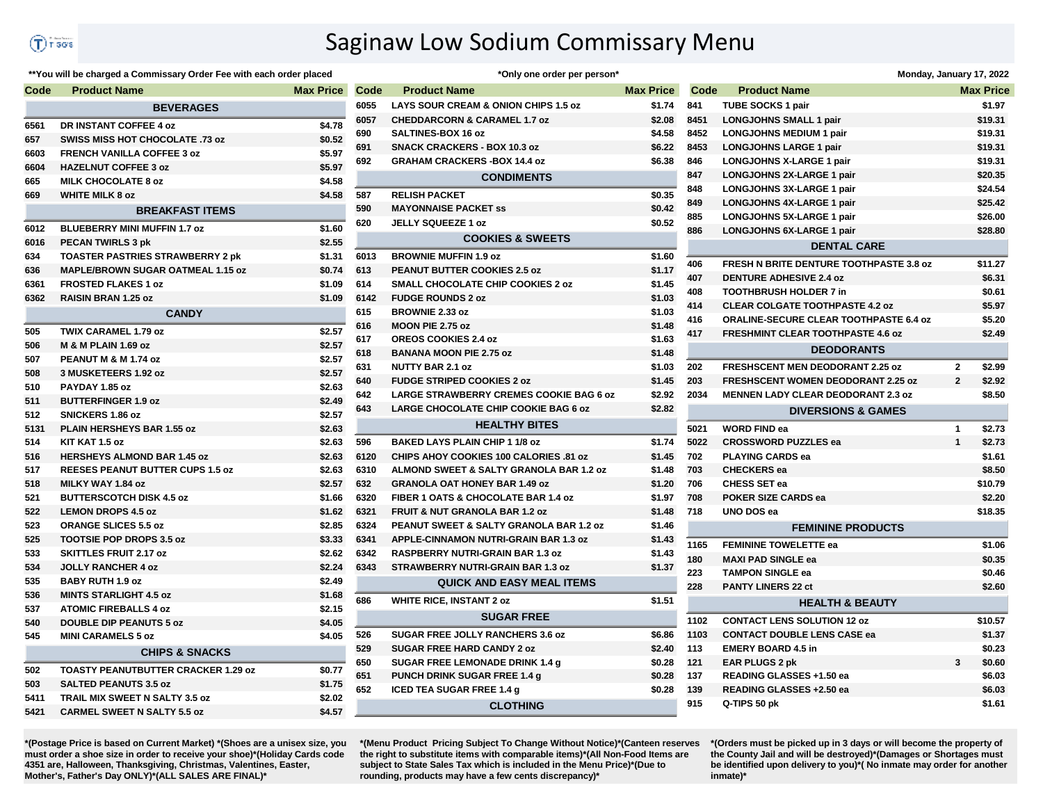# Saginaw Low Sodium Commissary Menu

**You will be charged a Commissary Order Fee with each order placed

*Only one order per person*

Monday, January 17, 2022

| Code | Product Name | Max Price |
|---|---|---|
| | **BEVERAGES** | |
| 6561 | DR INSTANT COFFEE 4 oz | $4.78 |
| 657 | SWISS MISS HOT CHOCOLATE .73 oz | $0.52 |
| 6603 | FRENCH VANILLA COFFEE 3 oz | $5.97 |
| 6604 | HAZELNUT COFFEE 3 oz | $5.97 |
| 665 | MILK CHOCOLATE 8 oz | $4.58 |
| 669 | WHITE MILK 8 oz | $4.58 |
| | **BREAKFAST ITEMS** | |
| 6012 | BLUEBERRY MINI MUFFIN 1.7 oz | $1.60 |
| 6016 | PECAN TWIRLS 3 pk | $2.55 |
| 634 | TOASTER PASTRIES STRAWBERRY 2 pk | $1.31 |
| 636 | MAPLE/BROWN SUGAR OATMEAL 1.15 oz | $0.74 |
| 6361 | FROSTED FLAKES 1 oz | $1.09 |
| 6362 | RAISIN BRAN 1.25 oz | $1.09 |
| | **CANDY** | |
| 505 | TWIX CARAMEL 1.79 oz | $2.57 |
| 506 | M & M PLAIN 1.69 oz | $2.57 |
| 507 | PEANUT M & M 1.74 oz | $2.57 |
| 508 | 3 MUSKETEERS 1.92 oz | $2.57 |
| 510 | PAYDAY 1.85 oz | $2.63 |
| 511 | BUTTERFINGER 1.9 oz | $2.49 |
| 512 | SNICKERS 1.86 oz | $2.57 |
| 5131 | PLAIN HERSHEYS BAR 1.55 oz | $2.63 |
| 514 | KIT KAT 1.5 oz | $2.63 |
| 516 | HERSHEYS ALMOND BAR 1.45 oz | $2.63 |
| 517 | REESES PEANUT BUTTER CUPS 1.5 oz | $2.63 |
| 518 | MILKY WAY 1.84 oz | $2.57 |
| 521 | BUTTERSCOTCH DISK 4.5 oz | $1.66 |
| 522 | LEMON DROPS 4.5 oz | $1.62 |
| 523 | ORANGE SLICES 5.5 oz | $2.85 |
| 525 | TOOTSIE POP DROPS 3.5 oz | $3.33 |
| 533 | SKITTLES FRUIT 2.17 oz | $2.62 |
| 534 | JOLLY RANCHER 4 oz | $2.24 |
| 535 | BABY RUTH 1.9 oz | $2.49 |
| 536 | MINTS STARLIGHT 4.5 oz | $1.68 |
| 537 | ATOMIC FIREBALLS 4 oz | $2.15 |
| 540 | DOUBLE DIP PEANUTS 5 oz | $4.05 |
| 545 | MINI CARAMELS 5 oz | $4.05 |
| | **CHIPS & SNACKS** | |
| 502 | TOASTY PEANUTBUTTER CRACKER 1.29 oz | $0.77 |
| 503 | SALTED PEANUTS 3.5 oz | $1.75 |
| 5411 | TRAIL MIX SWEET N SALTY 3.5 oz | $2.02 |
| 5421 | CARMEL SWEET N SALTY 5.5 oz | $4.57 |
| 6055 | LAYS SOUR CREAM & ONION CHIPS 1.5 oz | $1.74 |
| 6057 | CHEDDARCORN & CARAMEL 1.7 oz | $2.08 |
| 690 | SALTINES-BOX 16 oz | $4.58 |
| 691 | SNACK CRACKERS - BOX 10.3 oz | $6.22 |
| 692 | GRAHAM CRACKERS -BOX 14.4 oz | $6.38 |
| | **CONDIMENTS** | |
| 587 | RELISH PACKET | $0.35 |
| 590 | MAYONNAISE PACKET ss | $0.42 |
| 620 | JELLY SQUEEZE 1 oz | $0.52 |
| | **COOKIES & SWEETS** | |
| 6013 | BROWNIE MUFFIN 1.9 oz | $1.60 |
| 613 | PEANUT BUTTER COOKIES 2.5 oz | $1.17 |
| 614 | SMALL CHOCOLATE CHIP COOKIES 2 oz | $1.45 |
| 6142 | FUDGE ROUNDS 2 oz | $1.03 |
| 615 | BROWNIE 2.33 oz | $1.03 |
| 616 | MOON PIE 2.75 oz | $1.48 |
| 617 | OREOS COOKIES 2.4 oz | $1.63 |
| 618 | BANANA MOON PIE 2.75 oz | $1.48 |
| 631 | NUTTY BAR 2.1 oz | $1.03 |
| 640 | FUDGE STRIPED COOKIES 2 oz | $1.45 |
| 642 | LARGE STRAWBERRY CREMES COOKIE BAG 6 oz | $2.92 |
| 643 | LARGE CHOCOLATE CHIP COOKIE BAG 6 oz | $2.82 |
| | **HEALTHY BITES** | |
| 596 | BAKED LAYS PLAIN CHIP 1 1/8 oz | $1.74 |
| 6120 | CHIPS AHOY COOKIES 100 CALORIES .81 oz | $1.45 |
| 6310 | ALMOND SWEET & SALTY GRANOLA BAR 1.2 oz | $1.48 |
| 632 | GRANOLA OAT HONEY BAR 1.49 oz | $1.20 |
| 6320 | FIBER 1 OATS & CHOCOLATE BAR 1.4 oz | $1.97 |
| 6321 | FRUIT & NUT GRANOLA BAR 1.2 oz | $1.48 |
| 6324 | PEANUT SWEET & SALTY GRANOLA BAR 1.2 oz | $1.46 |
| 6341 | APPLE-CINNAMON NUTRI-GRAIN BAR 1.3 oz | $1.43 |
| 6342 | RASPBERRY NUTRI-GRAIN BAR 1.3 oz | $1.43 |
| 6343 | STRAWBERRY NUTRI-GRAIN BAR 1.3 oz | $1.37 |
| | **QUICK AND EASY MEAL ITEMS** | |
| 686 | WHITE RICE, INSTANT 2 oz | $1.51 |
| | **SUGAR FREE** | |
| 526 | SUGAR FREE JOLLY RANCHERS 3.6 oz | $6.86 |
| 529 | SUGAR FREE HARD CANDY 2 oz | $2.40 |
| 650 | SUGAR FREE LEMONADE DRINK 1.4 g | $0.28 |
| 651 | PUNCH DRINK SUGAR FREE 1.4 g | $0.28 |
| 652 | ICED TEA SUGAR FREE 1.4 g | $0.28 |
| | **CLOTHING** | |

| Code | Product Name | Max | Max Price |
|---|---|---|---|
| 841 | TUBE SOCKS 1 pair | | $1.97 |
| 8451 | LONGJOHNS SMALL 1 pair | | $19.31 |
| 8452 | LONGJOHNS MEDIUM 1 pair | | $19.31 |
| 8453 | LONGJOHNS LARGE 1 pair | | $19.31 |
| 846 | LONGJOHNS X-LARGE 1 pair | | $19.31 |
| 847 | LONGJOHNS 2X-LARGE 1 pair | | $20.35 |
| 848 | LONGJOHNS 3X-LARGE 1 pair | | $24.54 |
| 849 | LONGJOHNS 4X-LARGE 1 pair | | $25.42 |
| 885 | LONGJOHNS 5X-LARGE 1 pair | | $26.00 |
| 886 | LONGJOHNS 6X-LARGE 1 pair | | $28.80 |
| | **DENTAL CARE** | | |
| 406 | FRESH N BRITE DENTURE TOOTHPASTE 3.8 oz | | $11.27 |
| 407 | DENTURE ADHESIVE 2.4 oz | | $6.31 |
| 408 | TOOTHBRUSH HOLDER 7 in | | $0.61 |
| 414 | CLEAR COLGATE TOOTHPASTE 4.2 oz | | $5.97 |
| 416 | ORALINE-SECURE CLEAR TOOTHPASTE 6.4 oz | | $5.20 |
| 417 | FRESHMINT CLEAR TOOTHPASTE 4.6 oz | | $2.49 |
| | **DEODORANTS** | | |
| 202 | FRESHSCENT MEN DEODORANT 2.25 oz | 2 | $2.99 |
| 203 | FRESHSCENT WOMEN DEODORANT 2.25 oz | 2 | $2.92 |
| 2034 | MENNEN LADY CLEAR DEODORANT 2.3 oz | | $8.50 |
| | **DIVERSIONS & GAMES** | | |
| 5021 | WORD FIND ea | 1 | $2.73 |
| 5022 | CROSSWORD PUZZLES ea | 1 | $2.73 |
| 702 | PLAYING CARDS ea | | $1.61 |
| 703 | CHECKERS ea | | $8.50 |
| 706 | CHESS SET ea | | $10.79 |
| 708 | POKER SIZE CARDS ea | | $2.20 |
| 718 | UNO DOS ea | | $18.35 |
| | **FEMININE PRODUCTS** | | |
| 1165 | FEMININE TOWELETTE ea | | $1.06 |
| 180 | MAXI PAD SINGLE ea | | $0.35 |
| 223 | TAMPON SINGLE ea | | $0.46 |
| 228 | PANTY LINERS 22 ct | | $2.60 |
| | **HEALTH & BEAUTY** | | |
| 1102 | CONTACT LENS SOLUTION 12 oz | | $10.57 |
| 1103 | CONTACT DOUBLE LENS CASE ea | | $1.37 |
| 113 | EMERY BOARD 4.5 in | | $0.23 |
| 121 | EAR PLUGS 2 pk | 3 | $0.60 |
| 137 | READING GLASSES +1.50 ea | | $6.03 |
| 139 | READING GLASSES +2.50 ea | | $6.03 |
| 915 | Q-TIPS 50 pk | | $1.61 |

*(Postage Price is based on Current Market) *(Shoes are a unisex size, you must order a shoe size in order to receive your shoe)*(Holiday Cards code 4351 are, Halloween, Thanksgiving, Christmas, Valentines, Easter, Mother's Day, Father's Day ONLY)*(ALL SALES ARE FINAL)*

*(Menu Product Pricing Subject To Change Without Notice)*(Canteen reserves the right to substitute items with comparable items)*(All Non-Food Items are subject to State Sales Tax which is included in the Menu Price)*(Due to rounding, products may have a few cents discrepancy)*

*(Orders must be picked up in 3 days or will become the property of the County Jail and will be destroyed)*(Damages or Shortages must be identified upon delivery to you)*( No inmate may order for another inmate)*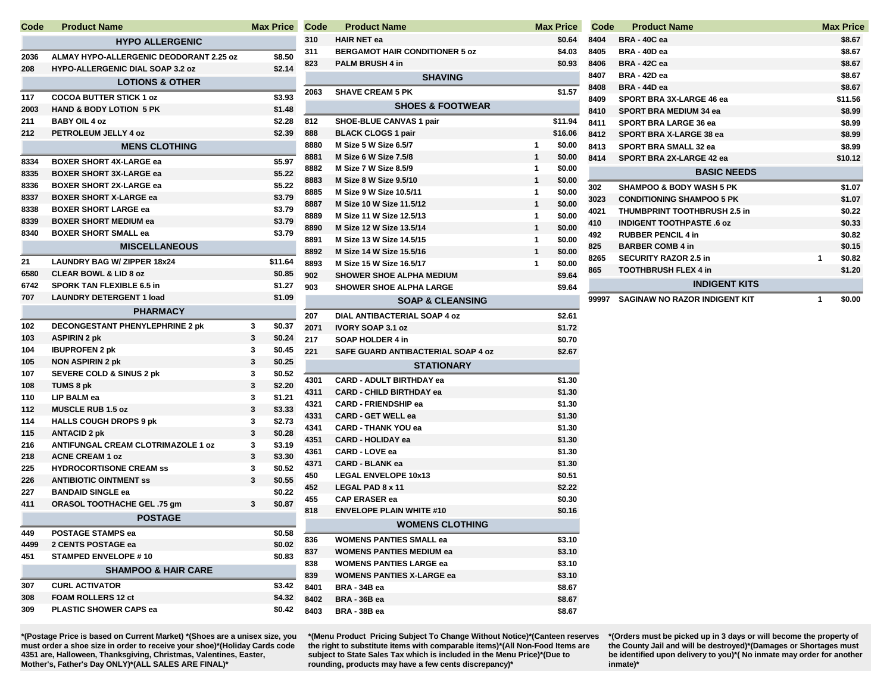| Code | Product Name | | Max Price |
|---|---|---|---|
| | **HYPO ALLERGENIC** | | |
| 2036 | ALMAY HYPO-ALLERGENIC DEODORANT 2.25 oz | | $8.50 |
| 208 | HYPO-ALLERGENIC DIAL SOAP 3.2 oz | | $2.14 |
| | **LOTIONS & OTHER** | | |
| 117 | COCOA BUTTER STICK 1 oz | | $3.93 |
| 2003 | HAND & BODY LOTION 5 PK | | $1.48 |
| 211 | BABY OIL 4 oz | | $2.28 |
| 212 | PETROLEUM JELLY 4 oz | | $2.39 |
| | **MENS CLOTHING** | | |
| 8334 | BOXER SHORT 4X-LARGE ea | | $5.97 |
| 8335 | BOXER SHORT 3X-LARGE ea | | $5.22 |
| 8336 | BOXER SHORT 2X-LARGE ea | | $5.22 |
| 8337 | BOXER SHORT X-LARGE ea | | $3.79 |
| 8338 | BOXER SHORT LARGE ea | | $3.79 |
| 8339 | BOXER SHORT MEDIUM ea | | $3.79 |
| 8340 | BOXER SHORT SMALL ea | | $3.79 |
| | **MISCELLANEOUS** | | |
| 21 | LAUNDRY BAG W/ ZIPPER 18x24 | | $11.64 |
| 6580 | CLEAR BOWL & LID 8 oz | | $0.85 |
| 6742 | SPORK TAN FLEXIBLE 6.5 in | | $1.27 |
| 707 | LAUNDRY DETERGENT 1 load | | $1.09 |
| | **PHARMACY** | | |
| 102 | DECONGESTANT PHENYLEPHRINE 2 pk | 3 | $0.37 |
| 103 | ASPIRIN 2 pk | 3 | $0.24 |
| 104 | IBUPROFEN 2 pk | 3 | $0.45 |
| 105 | NON ASPIRIN 2 pk | 3 | $0.25 |
| 107 | SEVERE COLD & SINUS 2 pk | 3 | $0.52 |
| 108 | TUMS 8 pk | 3 | $2.20 |
| 110 | LIP BALM ea | 3 | $1.21 |
| 112 | MUSCLE RUB 1.5 oz | 3 | $3.33 |
| 114 | HALLS COUGH DROPS 9 pk | 3 | $2.73 |
| 115 | ANTACID 2 pk | 3 | $0.28 |
| 216 | ANTIFUNGAL CREAM CLOTRIMAZOLE 1 oz | 3 | $3.19 |
| 218 | ACNE CREAM 1 oz | 3 | $3.30 |
| 225 | HYDROCORTISONE CREAM ss | 3 | $0.52 |
| 226 | ANTIBIOTIC OINTMENT ss | 3 | $0.55 |
| 227 | BANDAID SINGLE ea | | $0.22 |
| 411 | ORASOL TOOTHACHE GEL .75 gm | 3 | $0.87 |
| | **POSTAGE** | | |
| 449 | POSTAGE STAMPS ea | | $0.58 |
| 4499 | 2 CENTS POSTAGE ea | | $0.02 |
| 451 | STAMPED ENVELOPE # 10 | | $0.83 |
| | **SHAMPOO & HAIR CARE** | | |
| 307 | CURL ACTIVATOR | | $3.42 |
| 308 | FOAM ROLLERS 12 ct | | $4.32 |
| 309 | PLASTIC SHOWER CAPS ea | | $0.42 |
| 310 | HAIR NET ea | | $0.64 |
| 311 | BERGAMOT HAIR CONDITIONER 5 oz | | $4.03 |
| 823 | PALM BRUSH 4 in | | $0.93 |
| | **SHAVING** | | |
| 2063 | SHAVE CREAM 5 PK | | $1.57 |
| | **SHOES & FOOTWEAR** | | |
| 812 | SHOE-BLUE CANVAS 1 pair | | $11.94 |
| 888 | BLACK CLOGS 1 pair | | $16.06 |
| 8880 | M Size 5 W Size 6.5/7 | 1 | $0.00 |
| 8881 | M Size 6 W Size 7.5/8 | 1 | $0.00 |
| 8882 | M Size 7 W Size 8.5/9 | 1 | $0.00 |
| 8883 | M Size 8 W Size 9.5/10 | 1 | $0.00 |
| 8885 | M Size 9 W Size 10.5/11 | 1 | $0.00 |
| 8887 | M Size 10 W Size 11.5/12 | 1 | $0.00 |
| 8889 | M Size 11 W Size 12.5/13 | 1 | $0.00 |
| 8890 | M Size 12 W Size 13.5/14 | 1 | $0.00 |
| 8891 | M Size 13 W Size 14.5/15 | 1 | $0.00 |
| 8892 | M Size 14 W Size 15.5/16 | 1 | $0.00 |
| 8893 | M Size 15 W Size 16.5/17 | 1 | $0.00 |
| 902 | SHOWER SHOE ALPHA MEDIUM | | $9.64 |
| 903 | SHOWER SHOE ALPHA LARGE | | $9.64 |
| | **SOAP & CLEANSING** | | |
| 207 | DIAL ANTIBACTERIAL SOAP 4 oz | | $2.61 |
| 2071 | IVORY SOAP 3.1 oz | | $1.72 |
| 217 | SOAP HOLDER 4 in | | $0.70 |
| 221 | SAFE GUARD ANTIBACTERIAL SOAP 4 oz | | $2.67 |
| | **STATIONARY** | | |
| 4301 | CARD - ADULT BIRTHDAY ea | | $1.30 |
| 4311 | CARD - CHILD BIRTHDAY ea | | $1.30 |
| 4321 | CARD - FRIENDSHIP ea | | $1.30 |
| 4331 | CARD - GET WELL ea | | $1.30 |
| 4341 | CARD - THANK YOU ea | | $1.30 |
| 4351 | CARD - HOLIDAY ea | | $1.30 |
| 4361 | CARD - LOVE ea | | $1.30 |
| 4371 | CARD - BLANK ea | | $1.30 |
| 450 | LEGAL ENVELOPE 10x13 | | $0.51 |
| 452 | LEGAL PAD 8 x 11 | | $2.22 |
| 455 | CAP ERASER ea | | $0.30 |
| 818 | ENVELOPE PLAIN WHITE #10 | | $0.16 |
| | **WOMENS CLOTHING** | | |
| 836 | WOMENS PANTIES SMALL ea | | $3.10 |
| 837 | WOMENS PANTIES MEDIUM ea | | $3.10 |
| 838 | WOMENS PANTIES LARGE ea | | $3.10 |
| 839 | WOMENS PANTIES X-LARGE ea | | $3.10 |
| 8401 | BRA - 34B ea | | $8.67 |
| 8402 | BRA - 36B ea | | $8.67 |
| 8403 | BRA - 38B ea | | $8.67 |
| 8404 | BRA - 40C ea | | $8.67 |
| 8405 | BRA - 40D ea | | $8.67 |
| 8406 | BRA - 42C ea | | $8.67 |
| 8407 | BRA - 42D ea | | $8.67 |
| 8408 | BRA - 44D ea | | $8.67 |
| 8409 | SPORT BRA 3X-LARGE 46 ea | | $11.56 |
| 8410 | SPORT BRA MEDIUM 34 ea | | $8.99 |
| 8411 | SPORT BRA LARGE 36 ea | | $8.99 |
| 8412 | SPORT BRA X-LARGE 38 ea | | $8.99 |
| 8413 | SPORT BRA SMALL 32 ea | | $8.99 |
| 8414 | SPORT BRA 2X-LARGE 42 ea | | $10.12 |
| | **BASIC NEEDS** | | |
| 302 | SHAMPOO & BODY WASH 5 PK | | $1.07 |
| 3023 | CONDITIONING SHAMPOO 5 PK | | $1.07 |
| 4021 | THUMBPRINT TOOTHBRUSH 2.5 in | | $0.22 |
| 410 | INDIGENT TOOTHPASTE .6 oz | | $0.33 |
| 492 | RUBBER PENCIL 4 in | | $0.82 |
| 825 | BARBER COMB 4 in | | $0.15 |
| 8265 | SECURITY RAZOR 2.5 in | 1 | $0.82 |
| 865 | TOOTHBRUSH FLEX 4 in | | $1.20 |
| | **INDIGENT KITS** | | |
| 99997 | SAGINAW NO RAZOR INDIGENT KIT | 1 | $0.00 |

*(Postage Price is based on Current Market) *(Shoes are a unisex size, you must order a shoe size in order to receive your shoe)*(Holiday Cards code 4351 are, Halloween, Thanksgiving, Christmas, Valentines, Easter, Mother's Day, Father's Day ONLY)*(ALL SALES ARE FINAL)*

*(Menu Product Pricing Subject To Change Without Notice)*(Canteen reserves the right to substitute items with comparable items)*(All Non-Food Items are subject to State Sales Tax which is included in the Menu Price)*(Due to rounding, products may have a few cents discrepancy)*

*(Orders must be picked up in 3 days or will become the property of the County Jail and will be destroyed)*(Damages or Shortages must be identified upon delivery to you)*( No inmate may order for another inmate)*